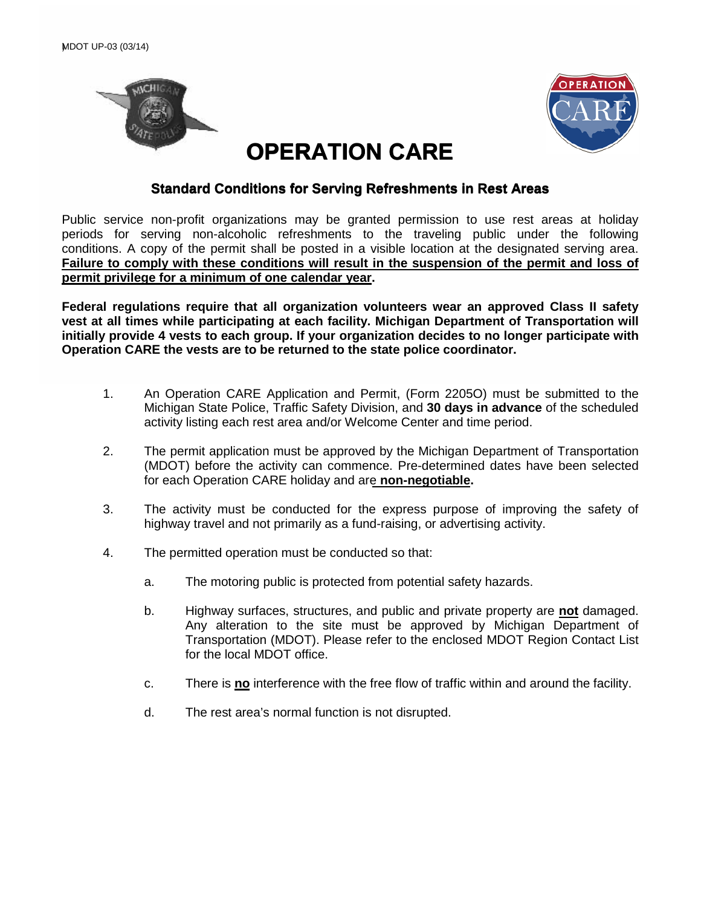MDOT UP-03 (03/14)

# OPERATION CARE

## Standard Conditions for Serving Refreshments in Rest Areas

Public service non-profit organizations may be granted permission to use rest areas at holiday periods for serving non-alcoholic refreshments to the traveling public under the following conditions. A copy of the permit shall be posted in a visible location at the designated serving area. **Failure to comply with these conditions will result in the suspension of the permit and loss of permit privilege for a minimum of one calendar year.**

**Federal regulations require that all organization volunteers wear an approved Class II safety vest at all times while participating at each facility. Michigan Department of Transportation will initially provide 4 vests to each group. If your organization decides to no longer participate with Operation CARE the vests are to be returned to the state police coordinator.**

1. An Operation CARE Application and Permit, (Form 2205O) must be submitted to the Michigan State Police, Traffic Safety Division, and **30 days in advance** of the scheduled activity listing each rest area and/or Welcome Center and time period.

2. The permit application must be approved by the Michigan Department of Transportation (MDOT) before the activity can commence. Pre-determined dates have been selected for each Operation CARE holiday and are **non-negotiable.**

3. The activity must be conducted for the express purpose of improving the safety of highway travel and not primarily as a fund-raising, or advertising activity.

4. The permitted operation must be conducted so that:

   a. The motoring public is protected from potential safety hazards.

   b. Highway surfaces, structures, and public and private property are **not** damaged. Any alteration to the site must be approved by Michigan Department of Transportation (MDOT). Please refer to the enclosed MDOT Region Contact List for the local MDOT office.

   c. There is **no** interference with the free flow of traffic within and around the facility.

   d. The rest area's normal function is not disrupted.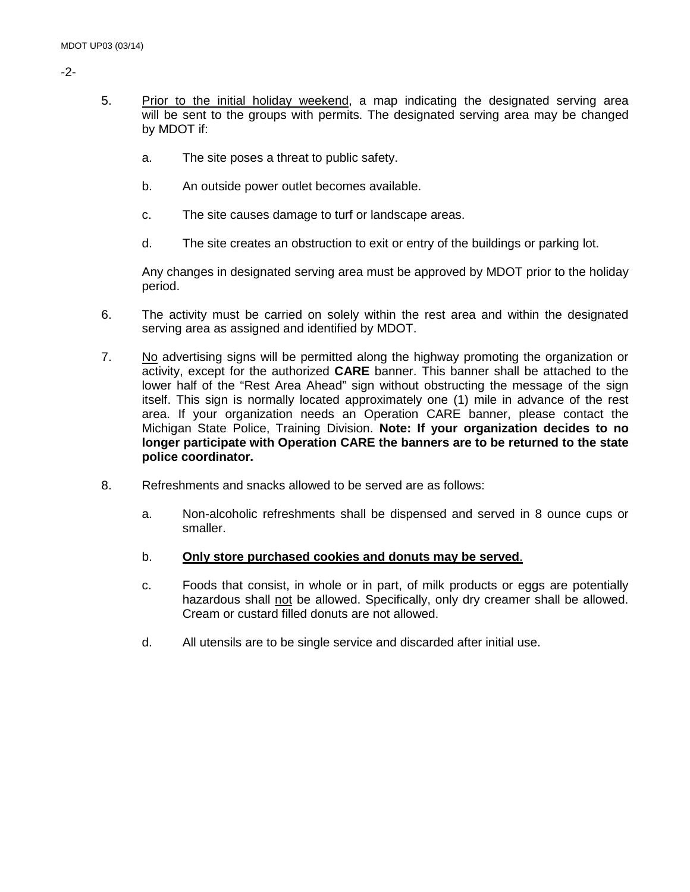5. Prior to the initial holiday weekend, a map indicating the designated serving area will be sent to the groups with permits. The designated serving area may be changed by MDOT if:

   a. The site poses a threat to public safety.

   b. An outside power outlet becomes available.

   c. The site causes damage to turf or landscape areas.

   d. The site creates an obstruction to exit or entry of the buildings or parking lot.

   Any changes in designated serving area must be approved by MDOT prior to the holiday period.

6. The activity must be carried on solely within the rest area and within the designated serving area as assigned and identified by MDOT.

7. No advertising signs will be permitted along the highway promoting the organization or activity, except for the authorized **CARE** banner. This banner shall be attached to the lower half of the "Rest Area Ahead" sign without obstructing the message of the sign itself. This sign is normally located approximately one (1) mile in advance of the rest area. If your organization needs an Operation CARE banner, please contact the Michigan State Police, Training Division. **Note: If your organization decides to no longer participate with Operation CARE the banners are to be returned to the state police coordinator.**

8. Refreshments and snacks allowed to be served are as follows:

   a. Non-alcoholic refreshments shall be dispensed and served in 8 ounce cups or smaller.

   b. **Only store purchased cookies and donuts may be served**.

   c. Foods that consist, in whole or in part, of milk products or eggs are potentially hazardous shall not be allowed. Specifically, only dry creamer shall be allowed. Cream or custard filled donuts are not allowed.

   d. All utensils are to be single service and discarded after initial use.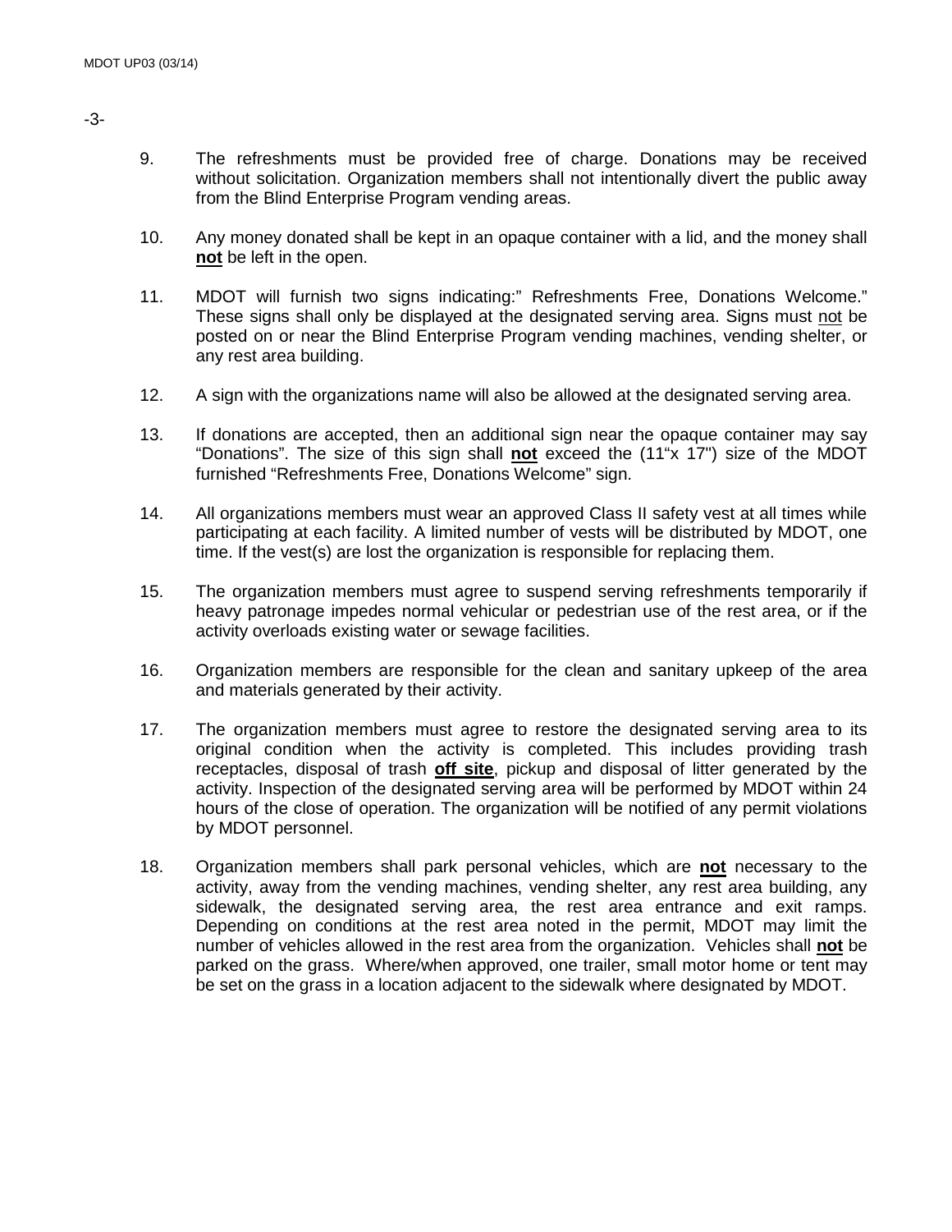9. The refreshments must be provided free of charge. Donations may be received without solicitation. Organization members shall not intentionally divert the public away from the Blind Enterprise Program vending areas.

10. Any money donated shall be kept in an opaque container with a lid, and the money shall **not** be left in the open.

11. MDOT will furnish two signs indicating:" Refreshments Free, Donations Welcome." These signs shall only be displayed at the designated serving area. Signs must not be posted on or near the Blind Enterprise Program vending machines, vending shelter, or any rest area building.

12. A sign with the organizations name will also be allowed at the designated serving area.

13. If donations are accepted, then an additional sign near the opaque container may say "Donations". The size of this sign shall **not** exceed the (11"x 17") size of the MDOT furnished "Refreshments Free, Donations Welcome" sign.

14. All organizations members must wear an approved Class II safety vest at all times while participating at each facility. A limited number of vests will be distributed by MDOT, one time. If the vest(s) are lost the organization is responsible for replacing them.

15. The organization members must agree to suspend serving refreshments temporarily if heavy patronage impedes normal vehicular or pedestrian use of the rest area, or if the activity overloads existing water or sewage facilities.

16. Organization members are responsible for the clean and sanitary upkeep of the area and materials generated by their activity.

17. The organization members must agree to restore the designated serving area to its original condition when the activity is completed. This includes providing trash receptacles, disposal of trash **off site**, pickup and disposal of litter generated by the activity. Inspection of the designated serving area will be performed by MDOT within 24 hours of the close of operation. The organization will be notified of any permit violations by MDOT personnel.

18. Organization members shall park personal vehicles, which are **not** necessary to the activity, away from the vending machines, vending shelter, any rest area building, any sidewalk, the designated serving area, the rest area entrance and exit ramps. Depending on conditions at the rest area noted in the permit, MDOT may limit the number of vehicles allowed in the rest area from the organization. Vehicles shall **not** be parked on the grass. Where/when approved, one trailer, small motor home or tent may be set on the grass in a location adjacent to the sidewalk where designated by MDOT.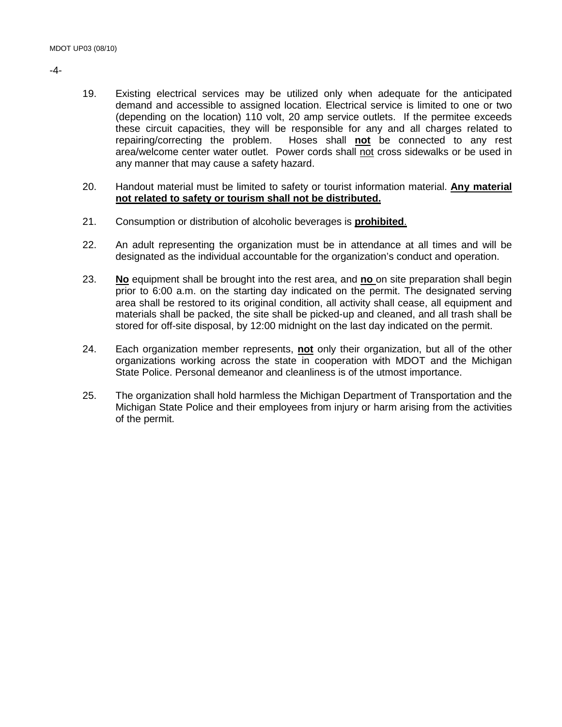19. Existing electrical services may be utilized only when adequate for the anticipated demand and accessible to assigned location. Electrical service is limited to one or two (depending on the location) 110 volt, 20 amp service outlets. If the permitee exceeds these circuit capacities, they will be responsible for any and all charges related to repairing/correcting the problem. Hoses shall **not** be connected to any rest area/welcome center water outlet. Power cords shall not cross sidewalks or be used in any manner that may cause a safety hazard.

20. Handout material must be limited to safety or tourist information material. **Any material not related to safety or tourism shall not be distributed.**

21. Consumption or distribution of alcoholic beverages is **prohibited**.

22. An adult representing the organization must be in attendance at all times and will be designated as the individual accountable for the organization's conduct and operation.

23. **No** equipment shall be brought into the rest area, and **no** on site preparation shall begin prior to 6:00 a.m. on the starting day indicated on the permit. The designated serving area shall be restored to its original condition, all activity shall cease, all equipment and materials shall be packed, the site shall be picked-up and cleaned, and all trash shall be stored for off-site disposal, by 12:00 midnight on the last day indicated on the permit.

24. Each organization member represents, **not** only their organization, but all of the other organizations working across the state in cooperation with MDOT and the Michigan State Police. Personal demeanor and cleanliness is of the utmost importance.

25. The organization shall hold harmless the Michigan Department of Transportation and the Michigan State Police and their employees from injury or harm arising from the activities of the permit.